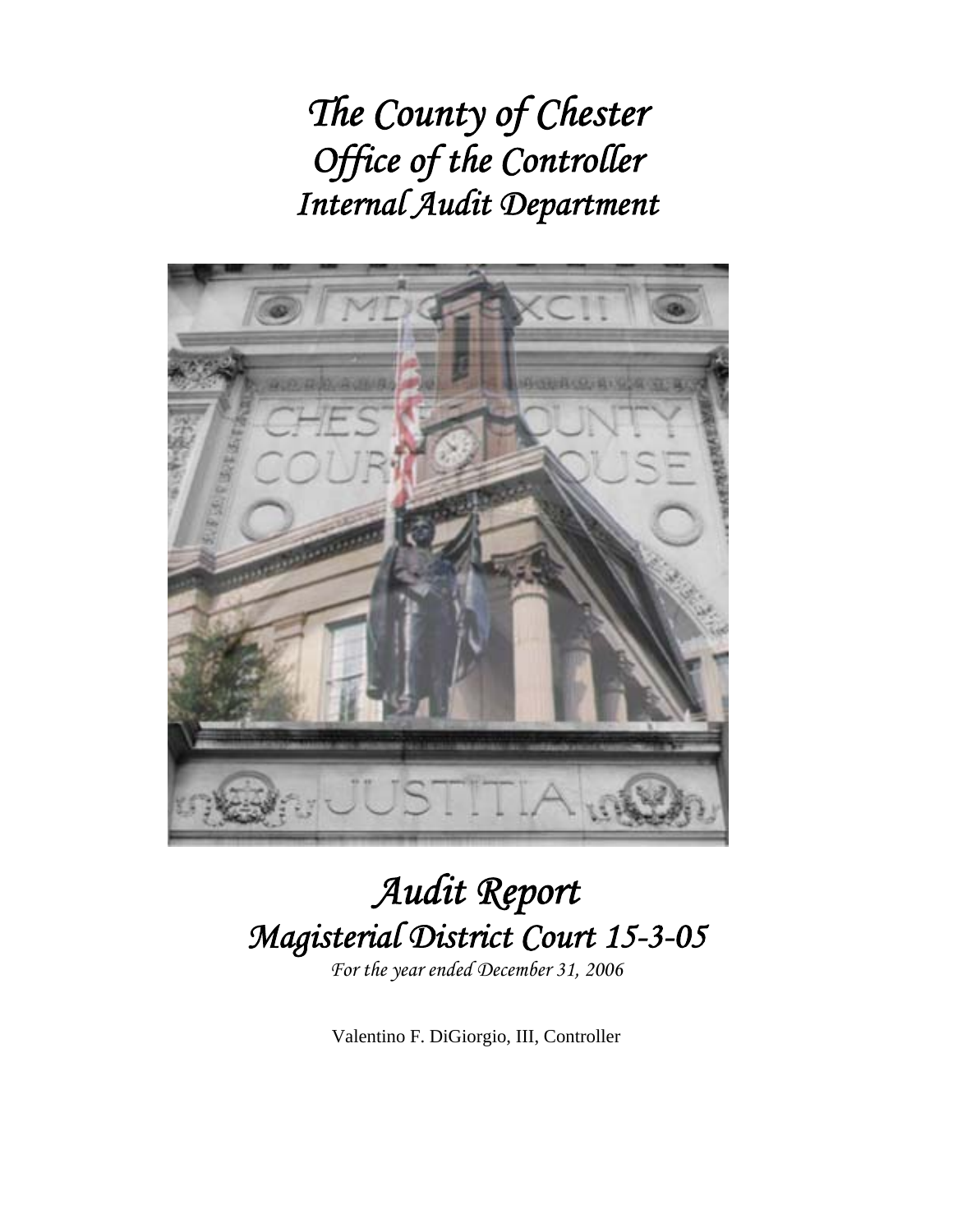# *The County of Chester*
# *Office of the Controller*
# *Internal Audit Department*

# *Audit Report*
# *Magisterial District Court 15-3-05*

*For the year ended December 31, 2006*

Valentino F. DiGiorgio, III, Controller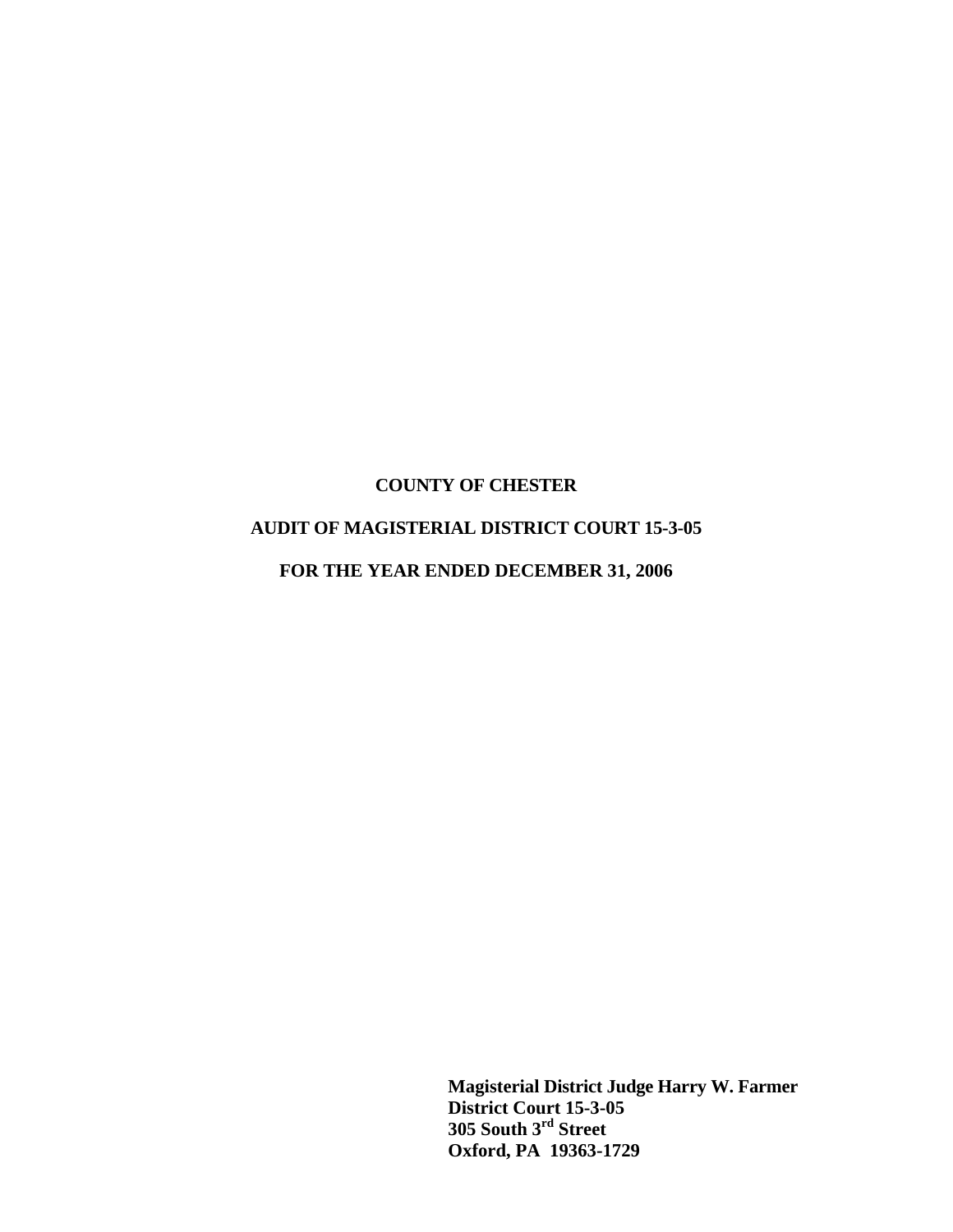**COUNTY OF CHESTER**

**AUDIT OF MAGISTERIAL DISTRICT COURT 15-3-05**

**FOR THE YEAR ENDED DECEMBER 31, 2006**

**Magisterial District Judge Harry W. Farmer**
**District Court 15-3-05**
**305 South 3rd Street**
**Oxford, PA 19363-1729**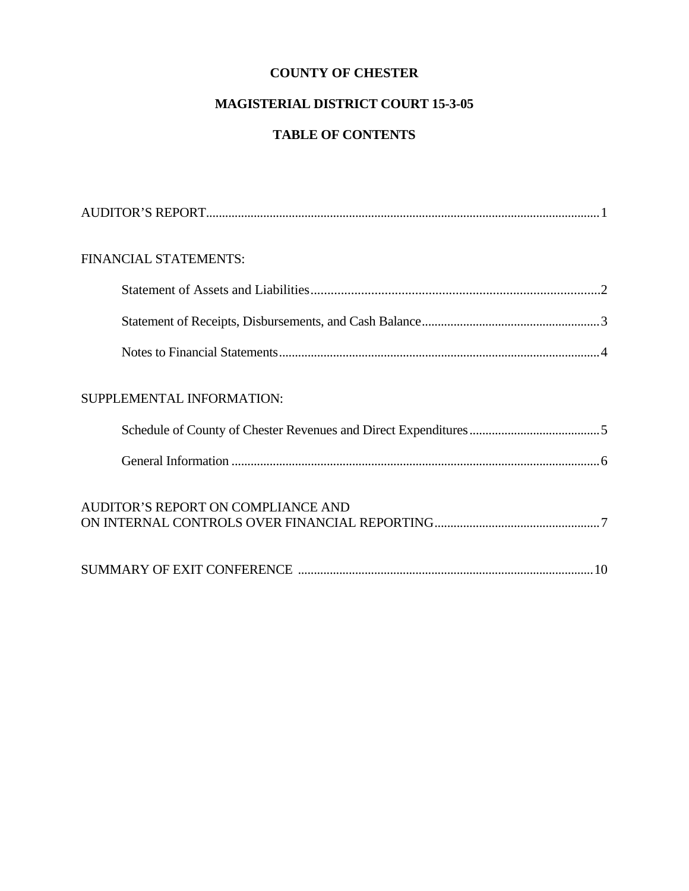# COUNTY OF CHESTER

## MAGISTERIAL DISTRICT COURT 15-3-05

## TABLE OF CONTENTS

| | |
|---|---|
| AUDITOR'S REPORT | 1 |
| FINANCIAL STATEMENTS: | |
| Statement of Assets and Liabilities | 2 |
| Statement of Receipts, Disbursements, and Cash Balance | 3 |
| Notes to Financial Statements | 4 |
| SUPPLEMENTAL INFORMATION: | |
| Schedule of County of Chester Revenues and Direct Expenditures | 5 |
| General Information | 6 |
| AUDITOR'S REPORT ON COMPLIANCE AND ON INTERNAL CONTROLS OVER FINANCIAL REPORTING | 7 |
| SUMMARY OF EXIT CONFERENCE | 10 |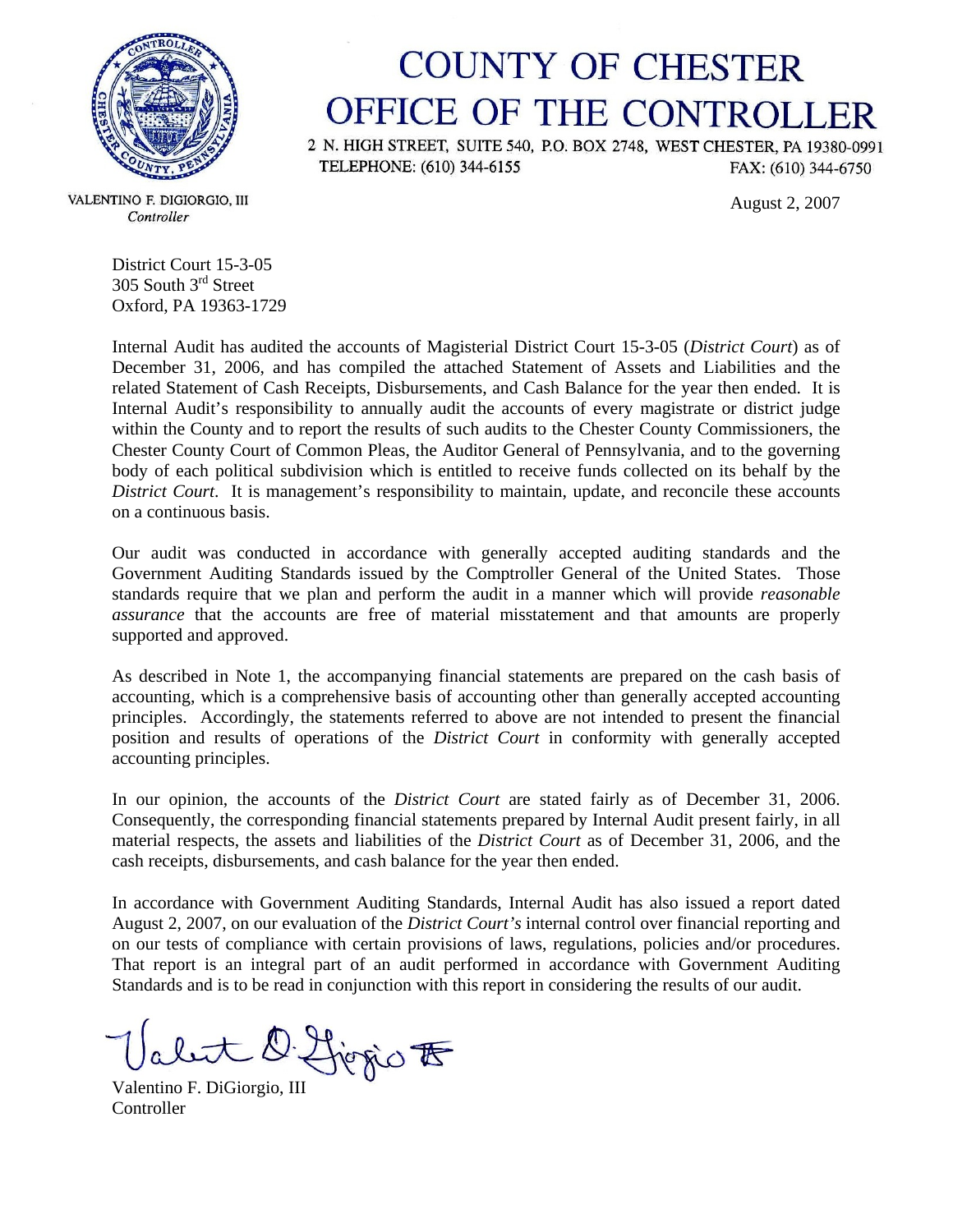# COUNTY OF CHESTER
# OFFICE OF THE CONTROLLER

2 N. HIGH STREET, SUITE 540, P.O. BOX 2748, WEST CHESTER, PA 19380-0991
TELEPHONE: (610) 344-6155 FAX: (610) 344-6750

VALENTINO F. DIGIORGIO, III
*Controller*

August 2, 2007

District Court 15-3-05
305 South 3rd Street
Oxford, PA 19363-1729

Internal Audit has audited the accounts of Magisterial District Court 15-3-05 (*District Court*) as of December 31, 2006, and has compiled the attached Statement of Assets and Liabilities and the related Statement of Cash Receipts, Disbursements, and Cash Balance for the year then ended. It is Internal Audit's responsibility to annually audit the accounts of every magistrate or district judge within the County and to report the results of such audits to the Chester County Commissioners, the Chester County Court of Common Pleas, the Auditor General of Pennsylvania, and to the governing body of each political subdivision which is entitled to receive funds collected on its behalf by the *District Court*. It is management's responsibility to maintain, update, and reconcile these accounts on a continuous basis.

Our audit was conducted in accordance with generally accepted auditing standards and the Government Auditing Standards issued by the Comptroller General of the United States. Those standards require that we plan and perform the audit in a manner which will provide *reasonable assurance* that the accounts are free of material misstatement and that amounts are properly supported and approved.

As described in Note 1, the accompanying financial statements are prepared on the cash basis of accounting, which is a comprehensive basis of accounting other than generally accepted accounting principles. Accordingly, the statements referred to above are not intended to present the financial position and results of operations of the *District Court* in conformity with generally accepted accounting principles.

In our opinion, the accounts of the *District Court* are stated fairly as of December 31, 2006. Consequently, the corresponding financial statements prepared by Internal Audit present fairly, in all material respects, the assets and liabilities of the *District Court* as of December 31, 2006, and the cash receipts, disbursements, and cash balance for the year then ended.

In accordance with Government Auditing Standards, Internal Audit has also issued a report dated August 2, 2007, on our evaluation of the *District Court's* internal control over financial reporting and on our tests of compliance with certain provisions of laws, regulations, policies and/or procedures. That report is an integral part of an audit performed in accordance with Government Auditing Standards and is to be read in conjunction with this report in considering the results of our audit.

Valentino F. DiGiorgio, III
Controller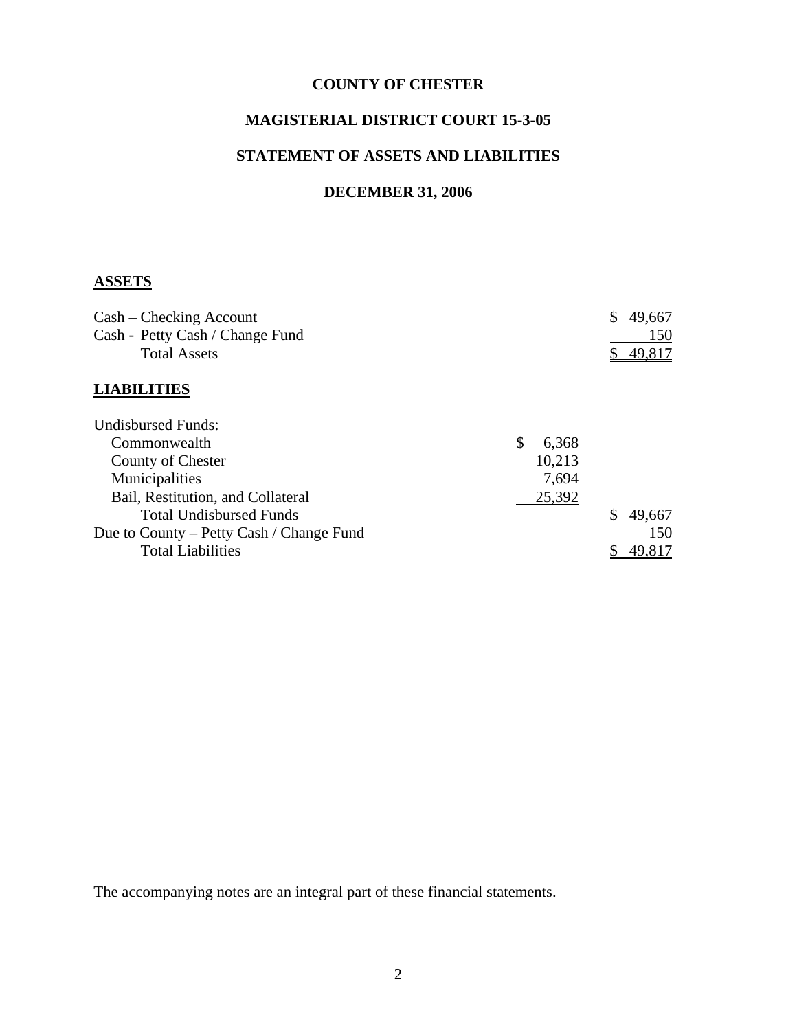# COUNTY OF CHESTER

## MAGISTERIAL DISTRICT COURT 15-3-05

## STATEMENT OF ASSETS AND LIABILITIES

## DECEMBER 31, 2006

**ASSETS**

| | | |
|---|---|---|
| Cash – Checking Account | | $ 49,667 |
| Cash - Petty Cash / Change Fund | | 150 |
| Total Assets | | $ 49,817 |

**LIABILITIES**

| | | |
|---|---|---|
| Undisbursed Funds: | | |
| Commonwealth | $ 6,368 | |
| County of Chester | 10,213 | |
| Municipalities | 7,694 | |
| Bail, Restitution, and Collateral | 25,392 | |
| Total Undisbursed Funds | | $ 49,667 |
| Due to County – Petty Cash / Change Fund | | 150 |
| Total Liabilities | | $ 49,817 |

The accompanying notes are an integral part of these financial statements.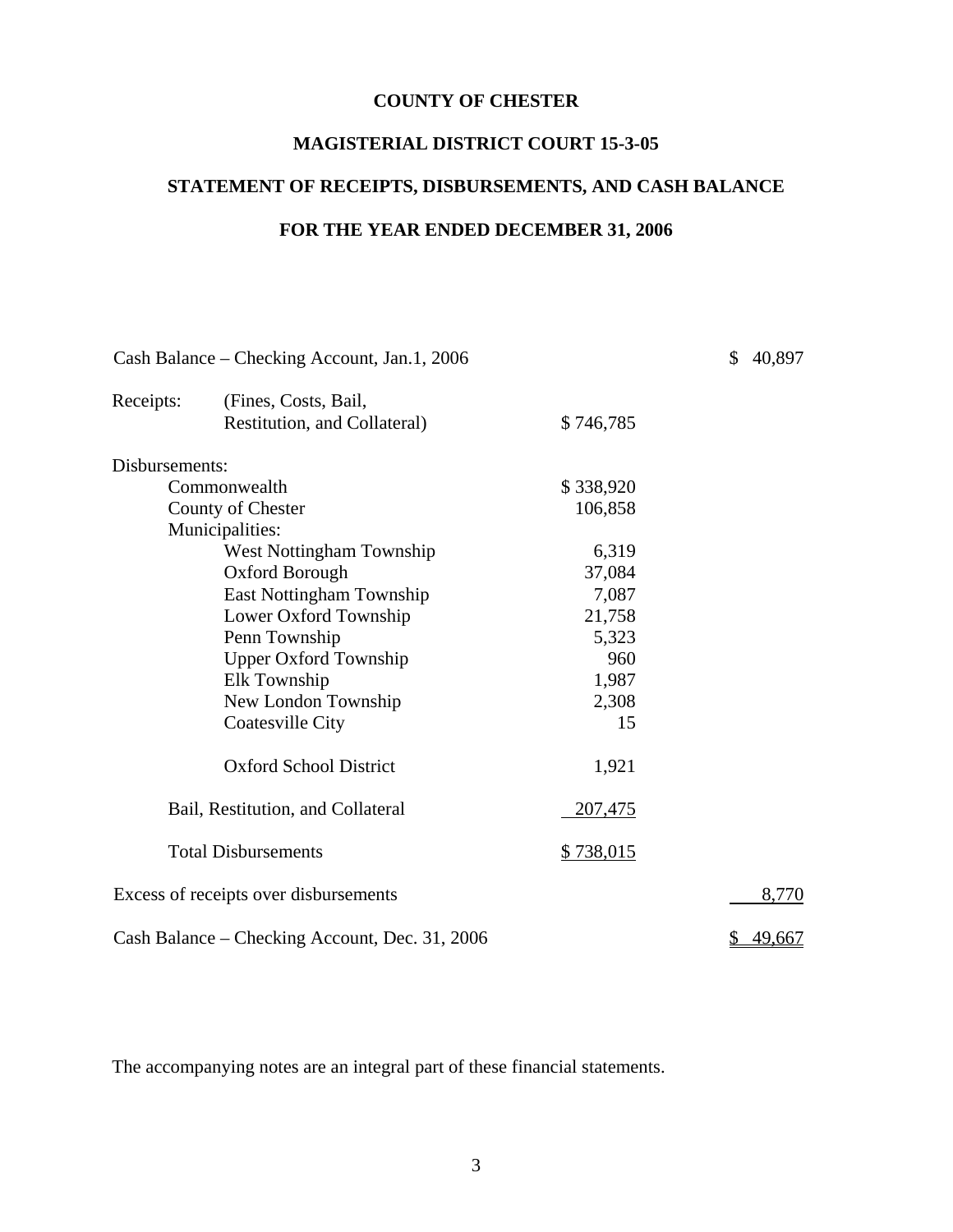**COUNTY OF CHESTER**

**MAGISTERIAL DISTRICT COURT 15-3-05**

**STATEMENT OF RECEIPTS, DISBURSEMENTS, AND CASH BALANCE**

**FOR THE YEAR ENDED DECEMBER 31, 2006**

| | | |
|---|---|---|
| Cash Balance – Checking Account, Jan.1, 2006 | | $ 40,897 |
| Receipts: (Fines, Costs, Bail, Restitution, and Collateral) | $ 746,785 | |
| Disbursements: | | |
| Commonwealth | $ 338,920 | |
| County of Chester | 106,858 | |
| Municipalities: | | |
| West Nottingham Township | 6,319 | |
| Oxford Borough | 37,084 | |
| East Nottingham Township | 7,087 | |
| Lower Oxford Township | 21,758 | |
| Penn Township | 5,323 | |
| Upper Oxford Township | 960 | |
| Elk Township | 1,987 | |
| New London Township | 2,308 | |
| Coatesville City | 15 | |
| Oxford School District | 1,921 | |
| Bail, Restitution, and Collateral | 207,475 | |
| Total Disbursements | $ 738,015 | |
| Excess of receipts over disbursements | | 8,770 |
| Cash Balance – Checking Account, Dec. 31, 2006 | | $ 49,667 |

The accompanying notes are an integral part of these financial statements.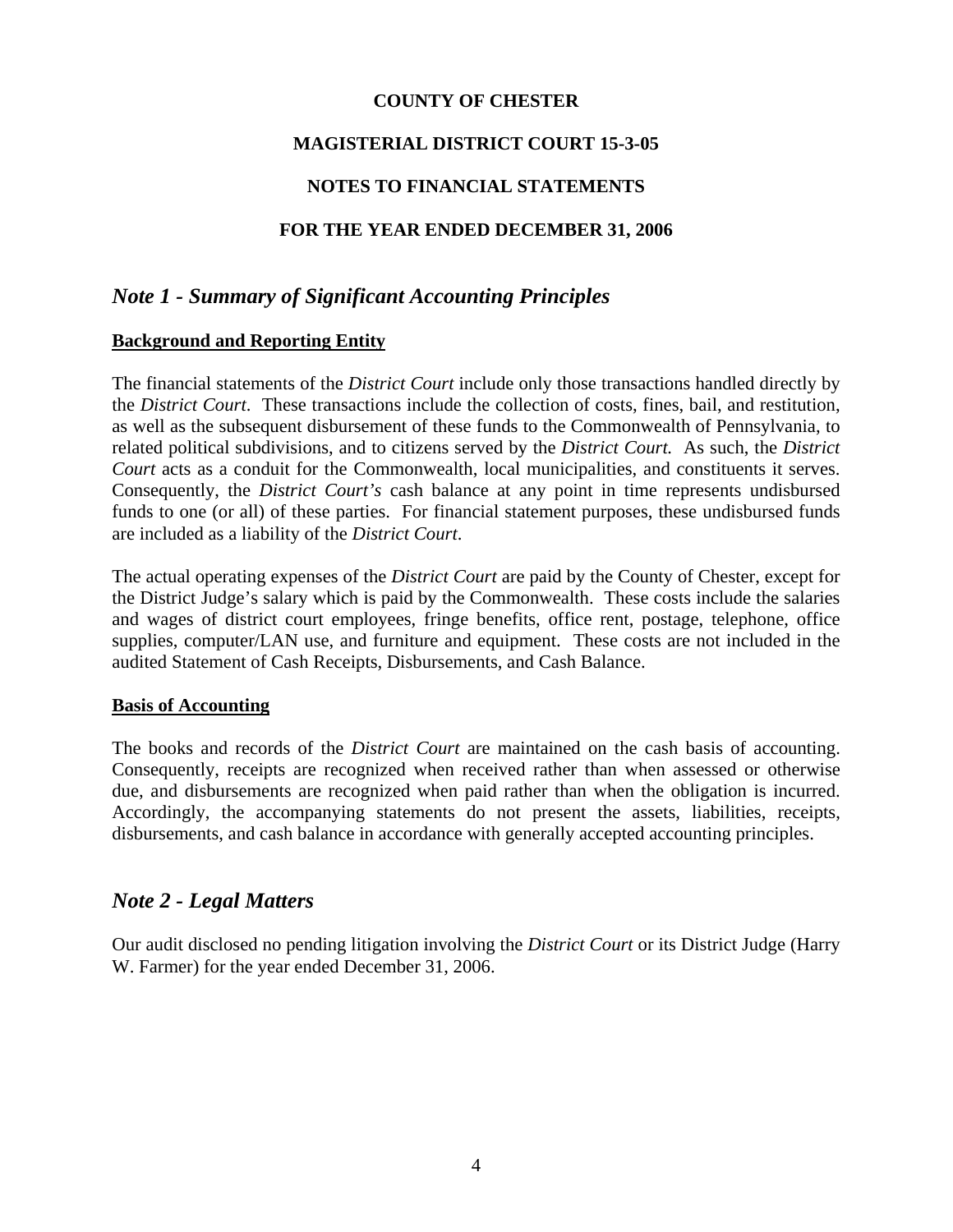**COUNTY OF CHESTER**

**MAGISTERIAL DISTRICT COURT 15-3-05**

**NOTES TO FINANCIAL STATEMENTS**

**FOR THE YEAR ENDED DECEMBER 31, 2006**

## *Note 1 - Summary of Significant Accounting Principles*

**Background and Reporting Entity**

The financial statements of the *District Court* include only those transactions handled directly by the *District Court*. These transactions include the collection of costs, fines, bail, and restitution, as well as the subsequent disbursement of these funds to the Commonwealth of Pennsylvania, to related political subdivisions, and to citizens served by the *District Court.* As such, the *District Court* acts as a conduit for the Commonwealth, local municipalities, and constituents it serves. Consequently, the *District Court's* cash balance at any point in time represents undisbursed funds to one (or all) of these parties. For financial statement purposes, these undisbursed funds are included as a liability of the *District Court*.

The actual operating expenses of the *District Court* are paid by the County of Chester, except for the District Judge's salary which is paid by the Commonwealth. These costs include the salaries and wages of district court employees, fringe benefits, office rent, postage, telephone, office supplies, computer/LAN use, and furniture and equipment. These costs are not included in the audited Statement of Cash Receipts, Disbursements, and Cash Balance.

**Basis of Accounting**

The books and records of the *District Court* are maintained on the cash basis of accounting. Consequently, receipts are recognized when received rather than when assessed or otherwise due, and disbursements are recognized when paid rather than when the obligation is incurred. Accordingly, the accompanying statements do not present the assets, liabilities, receipts, disbursements, and cash balance in accordance with generally accepted accounting principles.

## *Note 2 - Legal Matters*

Our audit disclosed no pending litigation involving the *District Court* or its District Judge (Harry W. Farmer) for the year ended December 31, 2006.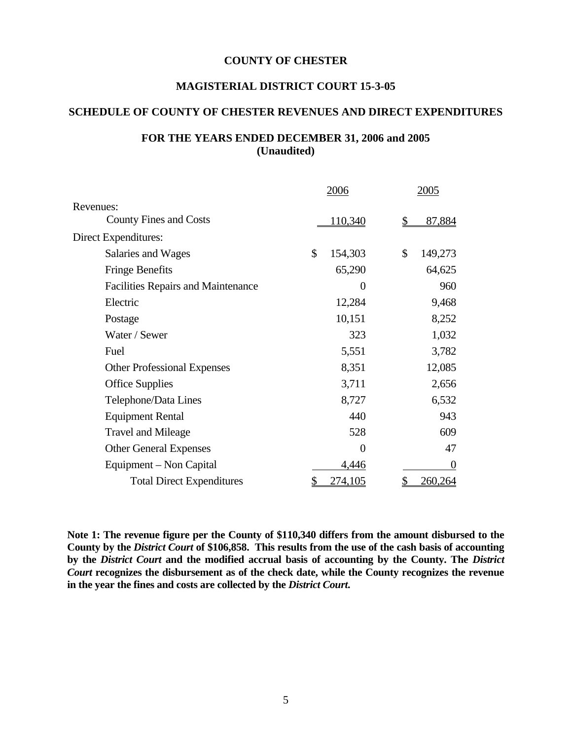**COUNTY OF CHESTER**

**MAGISTERIAL DISTRICT COURT 15-3-05**

**SCHEDULE OF COUNTY OF CHESTER REVENUES AND DIRECT EXPENDITURES**

**FOR THE YEARS ENDED DECEMBER 31, 2006 and 2005**
**(Unaudited)**

| | 2006 | 2005 |
|---|---|---|
| Revenues: | | |
| County Fines and Costs | 110,340 | $ 87,884 |
| Direct Expenditures: | | |
| Salaries and Wages | $ 154,303 | $ 149,273 |
| Fringe Benefits | 65,290 | 64,625 |
| Facilities Repairs and Maintenance | 0 | 960 |
| Electric | 12,284 | 9,468 |
| Postage | 10,151 | 8,252 |
| Water / Sewer | 323 | 1,032 |
| Fuel | 5,551 | 3,782 |
| Other Professional Expenses | 8,351 | 12,085 |
| Office Supplies | 3,711 | 2,656 |
| Telephone/Data Lines | 8,727 | 6,532 |
| Equipment Rental | 440 | 943 |
| Travel and Mileage | 528 | 609 |
| Other General Expenses | 0 | 47 |
| Equipment – Non Capital | 4,446 | 0 |
| Total Direct Expenditures | $ 274,105 | $ 260,264 |

**Note 1: The revenue figure per the County of $110,340 differs from the amount disbursed to the County by the *District Court* of $106,858. This results from the use of the cash basis of accounting by the *District Court* and the modified accrual basis of accounting by the County. The *District Court* recognizes the disbursement as of the check date, while the County recognizes the revenue in the year the fines and costs are collected by the *District Court.***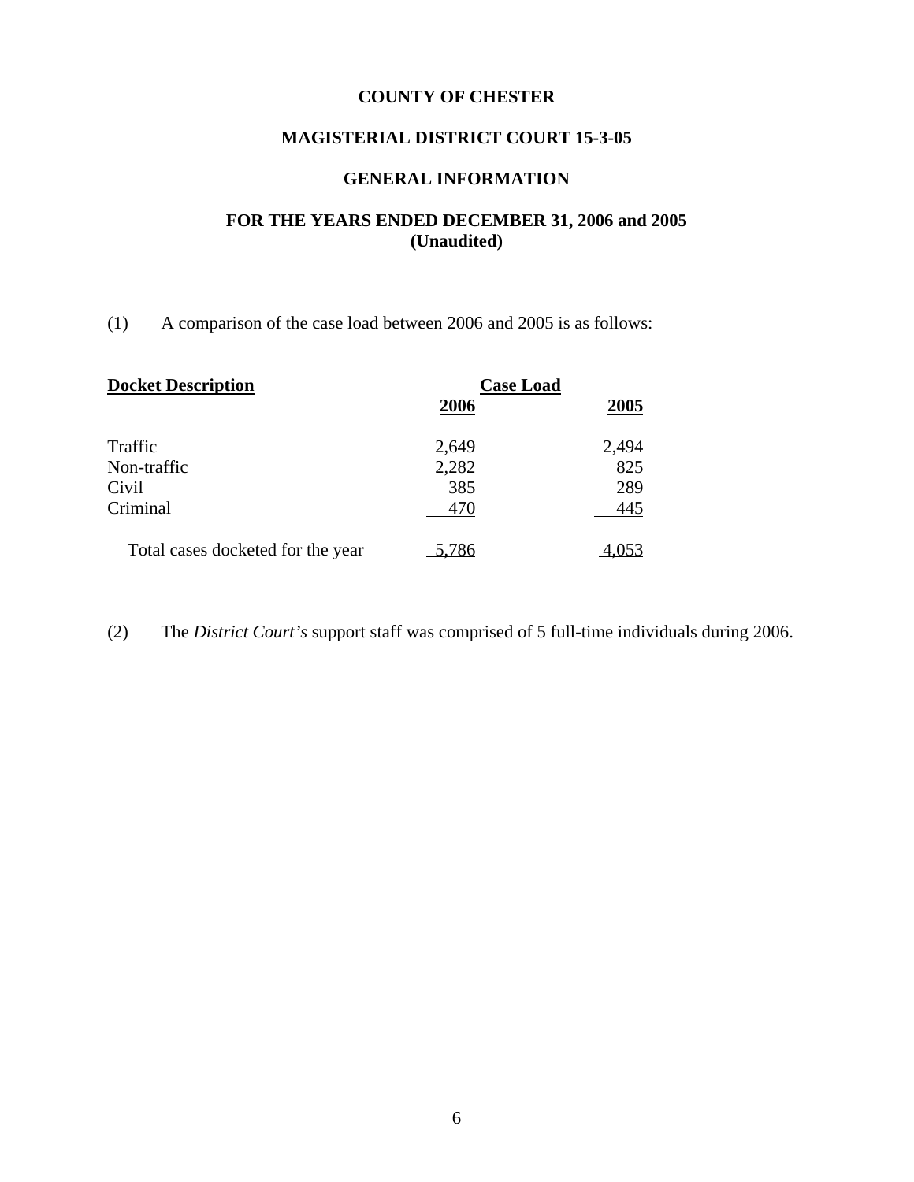**COUNTY OF CHESTER**

**MAGISTERIAL DISTRICT COURT 15-3-05**

**GENERAL INFORMATION**

**FOR THE YEARS ENDED DECEMBER 31, 2006 and 2005**
**(Unaudited)**

(1) A comparison of the case load between 2006 and 2005 is as follows:

| **Docket Description** | **Case Load** | |
|---|---|---|
| | **2006** | **2005** |
| Traffic | 2,649 | 2,494 |
| Non-traffic | 2,282 | 825 |
| Civil | 385 | 289 |
| Criminal | 470 | 445 |
| Total cases docketed for the year | 5,786 | 4,053 |

(2) The *District Court's* support staff was comprised of 5 full-time individuals during 2006.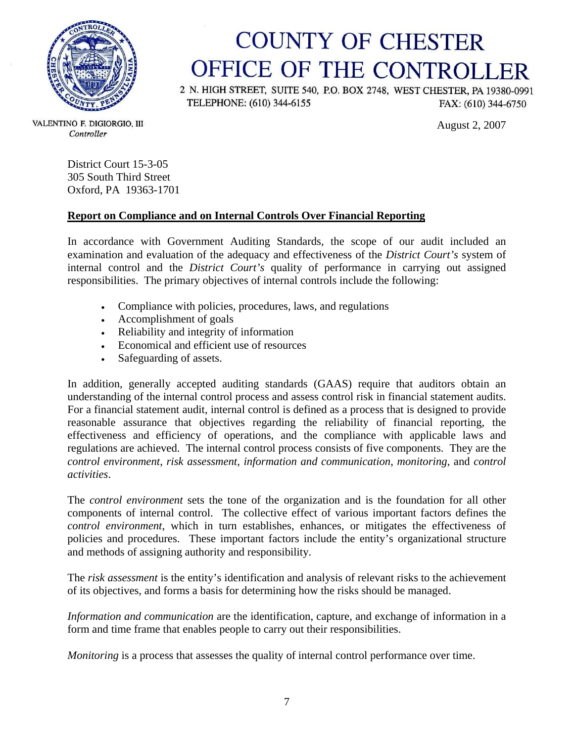# COUNTY OF CHESTER
# OFFICE OF THE CONTROLLER

2 N. HIGH STREET, SUITE 540, P.O. BOX 2748, WEST CHESTER, PA 19380-0991
TELEPHONE: (610) 344-6155 FAX: (610) 344-6750

VALENTINO F. DIGIORGIO, III
*Controller*

August 2, 2007

District Court 15-3-05
305 South Third Street
Oxford, PA 19363-1701

**Report on Compliance and on Internal Controls Over Financial Reporting**

In accordance with Government Auditing Standards, the scope of our audit included an examination and evaluation of the adequacy and effectiveness of the *District Court's* system of internal control and the *District Court's* quality of performance in carrying out assigned responsibilities. The primary objectives of internal controls include the following:

- Compliance with policies, procedures, laws, and regulations
- Accomplishment of goals
- Reliability and integrity of information
- Economical and efficient use of resources
- Safeguarding of assets.

In addition, generally accepted auditing standards (GAAS) require that auditors obtain an understanding of the internal control process and assess control risk in financial statement audits. For a financial statement audit, internal control is defined as a process that is designed to provide reasonable assurance that objectives regarding the reliability of financial reporting, the effectiveness and efficiency of operations, and the compliance with applicable laws and regulations are achieved. The internal control process consists of five components. They are the *control environment*, *risk assessment*, *information and communication*, *monitoring*, and *control activities*.

The *control environment* sets the tone of the organization and is the foundation for all other components of internal control. The collective effect of various important factors defines the *control environment*, which in turn establishes, enhances, or mitigates the effectiveness of policies and procedures. These important factors include the entity's organizational structure and methods of assigning authority and responsibility.

The *risk assessment* is the entity's identification and analysis of relevant risks to the achievement of its objectives, and forms a basis for determining how the risks should be managed.

*Information and communication* are the identification, capture, and exchange of information in a form and time frame that enables people to carry out their responsibilities.

*Monitoring* is a process that assesses the quality of internal control performance over time.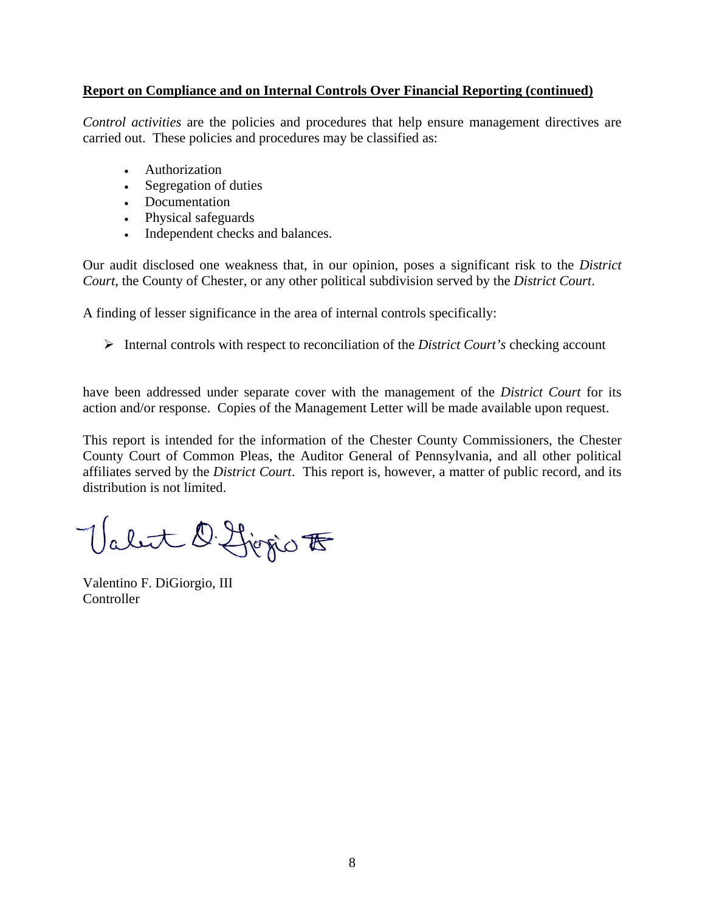**Report on Compliance and on Internal Controls Over Financial Reporting (continued)**

*Control activities* are the policies and procedures that help ensure management directives are carried out. These policies and procedures may be classified as:

- Authorization
- Segregation of duties
- Documentation
- Physical safeguards
- Independent checks and balances.

Our audit disclosed one weakness that, in our opinion, poses a significant risk to the *District Court*, the County of Chester, or any other political subdivision served by the *District Court*.

A finding of lesser significance in the area of internal controls specifically:

- Internal controls with respect to reconciliation of the *District Court's* checking account

have been addressed under separate cover with the management of the *District Court* for its action and/or response. Copies of the Management Letter will be made available upon request.

This report is intended for the information of the Chester County Commissioners, the Chester County Court of Common Pleas, the Auditor General of Pennsylvania, and all other political affiliates served by the *District Court*. This report is, however, a matter of public record, and its distribution is not limited.

Valentino F. DiGiorgio, III
Controller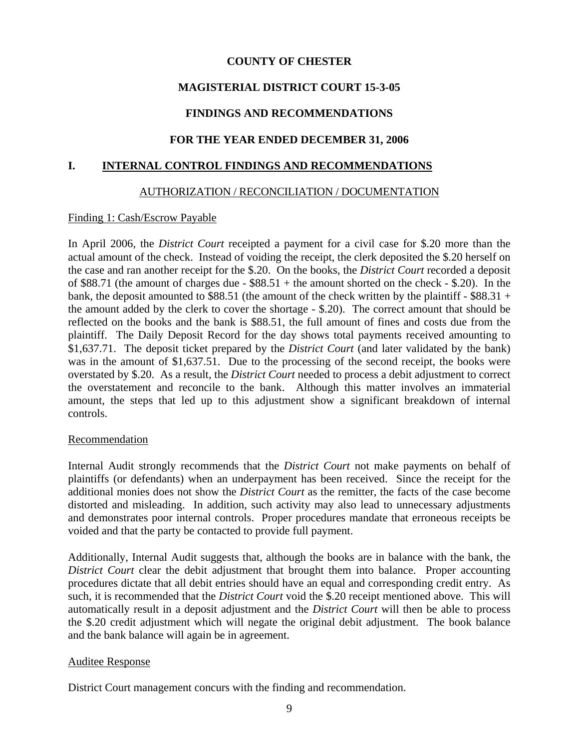**COUNTY OF CHESTER**

**MAGISTERIAL DISTRICT COURT 15-3-05**

**FINDINGS AND RECOMMENDATIONS**

**FOR THE YEAR ENDED DECEMBER 31, 2006**

## I. INTERNAL CONTROL FINDINGS AND RECOMMENDATIONS

### AUTHORIZATION / RECONCILIATION / DOCUMENTATION

#### Finding 1: Cash/Escrow Payable

In April 2006, the *District Court* receipted a payment for a civil case for $.20 more than the actual amount of the check. Instead of voiding the receipt, the clerk deposited the $.20 herself on the case and ran another receipt for the $.20. On the books, the *District Court* recorded a deposit of $88.71 (the amount of charges due - $88.51 + the amount shorted on the check - $.20). In the bank, the deposit amounted to $88.51 (the amount of the check written by the plaintiff - $88.31 + the amount added by the clerk to cover the shortage - $.20). The correct amount that should be reflected on the books and the bank is $88.51, the full amount of fines and costs due from the plaintiff. The Daily Deposit Record for the day shows total payments received amounting to $1,637.71. The deposit ticket prepared by the *District Court* (and later validated by the bank) was in the amount of $1,637.51. Due to the processing of the second receipt, the books were overstated by $.20. As a result, the *District Court* needed to process a debit adjustment to correct the overstatement and reconcile to the bank. Although this matter involves an immaterial amount, the steps that led up to this adjustment show a significant breakdown of internal controls.

#### Recommendation

Internal Audit strongly recommends that the *District Court* not make payments on behalf of plaintiffs (or defendants) when an underpayment has been received. Since the receipt for the additional monies does not show the *District Court* as the remitter, the facts of the case become distorted and misleading. In addition, such activity may also lead to unnecessary adjustments and demonstrates poor internal controls. Proper procedures mandate that erroneous receipts be voided and that the party be contacted to provide full payment.

Additionally, Internal Audit suggests that, although the books are in balance with the bank, the *District Court* clear the debit adjustment that brought them into balance. Proper accounting procedures dictate that all debit entries should have an equal and corresponding credit entry. As such, it is recommended that the *District Court* void the $.20 receipt mentioned above. This will automatically result in a deposit adjustment and the *District Court* will then be able to process the $.20 credit adjustment which will negate the original debit adjustment. The book balance and the bank balance will again be in agreement.

#### Auditee Response

District Court management concurs with the finding and recommendation.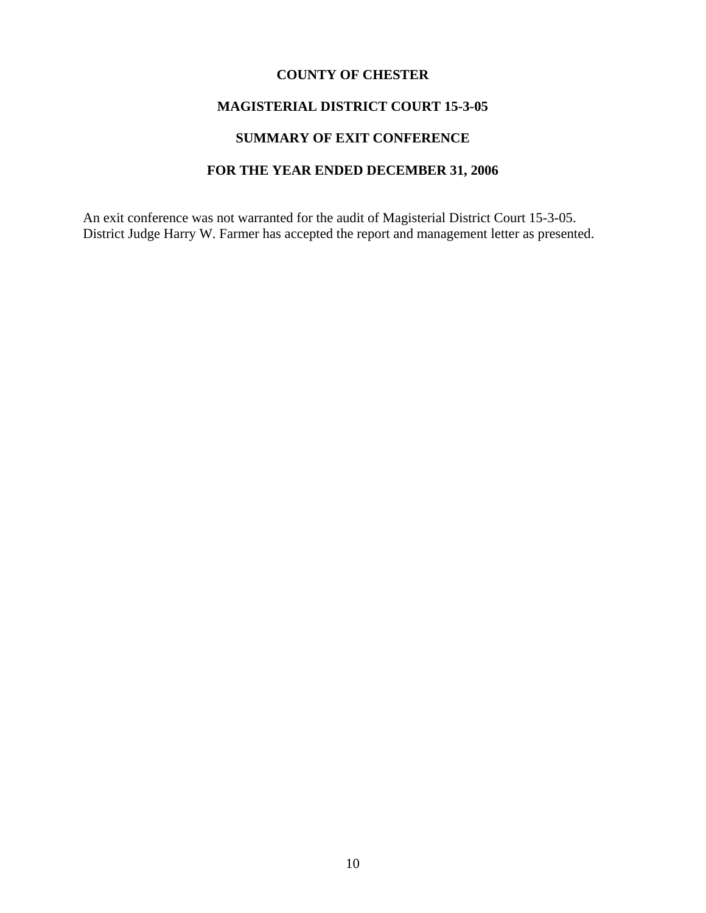# COUNTY OF CHESTER

## MAGISTERIAL DISTRICT COURT 15-3-05

## SUMMARY OF EXIT CONFERENCE

## FOR THE YEAR ENDED DECEMBER 31, 2006

An exit conference was not warranted for the audit of Magisterial District Court 15-3-05. District Judge Harry W. Farmer has accepted the report and management letter as presented.